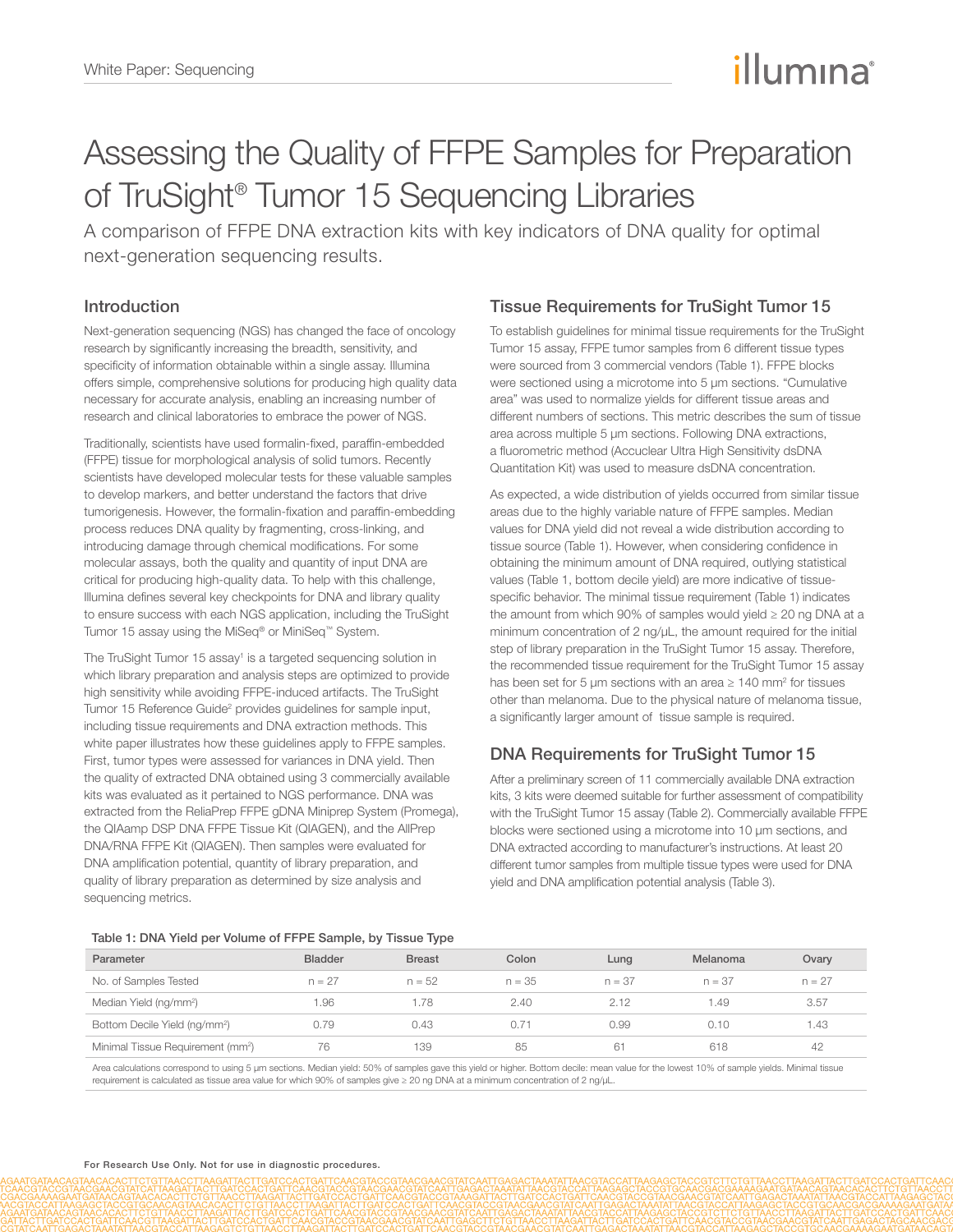# Assessing the Quality of FFPE Samples for Preparation of TruSight® Tumor 15 Sequencing Libraries

A comparison of FFPE DNA extraction kits with key indicators of DNA quality for optimal next-generation sequencing results.

## Introduction

Next-generation sequencing (NGS) has changed the face of oncology research by significantly increasing the breadth, sensitivity, and specificity of information obtainable within a single assay. Illumina offers simple, comprehensive solutions for producing high quality data necessary for accurate analysis, enabling an increasing number of research and clinical laboratories to embrace the power of NGS.

Traditionally, scientists have used formalin-fixed, paraffin-embedded (FFPE) tissue for morphological analysis of solid tumors. Recently scientists have developed molecular tests for these valuable samples to develop markers, and better understand the factors that drive tumorigenesis. However, the formalin-fixation and paraffin-embedding process reduces DNA quality by fragmenting, cross-linking, and introducing damage through chemical modifications. For some molecular assays, both the quality and quantity of input DNA are critical for producing high-quality data. To help with this challenge, Illumina defines several key checkpoints for DNA and library quality to ensure success with each NGS application, including the TruSight Tumor 15 assay using the MiSeq® or MiniSeq™ System.

The TruSight Tumor 15 assay[1] is a targeted sequencing solution in which library preparation and analysis steps are optimized to provide high sensitivity while avoiding FFPE-induced artifacts. The TruSight Tumor 15 Reference Guide[2] provides guidelines for sample input, including tissue requirements and DNA extraction methods. This white paper illustrates how these guidelines apply to FFPE samples. First, tumor types were assessed for variances in DNA yield. Then the quality of extracted DNA obtained using 3 commercially available kits was evaluated as it pertained to NGS performance. DNA was extracted from the ReliaPrep FFPE gDNA Miniprep System (Promega), the QIAamp DSP DNA FFPE Tissue Kit (QIAGEN), and the AllPrep DNA/RNA FFPE Kit (QIAGEN). Then samples were evaluated for DNA amplification potential, quantity of library preparation, and quality of library preparation as determined by size analysis and sequencing metrics.

## Tissue Requirements for TruSight Tumor 15

To establish guidelines for minimal tissue requirements for the TruSight Tumor 15 assay, FFPE tumor samples from 6 different tissue types were sourced from 3 commercial vendors (Table 1). FFPE blocks were sectioned using a microtome into 5 µm sections. "Cumulative area" was used to normalize yields for different tissue areas and different numbers of sections. This metric describes the sum of tissue area across multiple 5 µm sections. Following DNA extractions, a fluorometric method (Accuclear Ultra High Sensitivity dsDNA Quantitation Kit) was used to measure dsDNA concentration.

As expected, a wide distribution of yields occurred from similar tissue areas due to the highly variable nature of FFPE samples. Median values for DNA yield did not reveal a wide distribution according to tissue source (Table 1). However, when considering confidence in obtaining the minimum amount of DNA required, outlying statistical values (Table 1, bottom decile yield) are more indicative of tissue-specific behavior. The minimal tissue requirement (Table 1) indicates the amount from which 90% of samples would yield ≥ 20 ng DNA at a minimum concentration of 2 ng/µL, the amount required for the initial step of library preparation in the TruSight Tumor 15 assay. Therefore, the recommended tissue requirement for the TruSight Tumor 15 assay has been set for 5 µm sections with an area ≥ 140 mm² for tissues other than melanoma. Due to the physical nature of melanoma tissue, a significantly larger amount of tissue sample is required.

## DNA Requirements for TruSight Tumor 15

After a preliminary screen of 11 commercially available DNA extraction kits, 3 kits were deemed suitable for further assessment of compatibility with the TruSight Tumor 15 assay (Table 2). Commercially available FFPE blocks were sectioned using a microtome into 10 µm sections, and DNA extracted according to manufacturer's instructions. At least 20 different tumor samples from multiple tissue types were used for DNA yield and DNA amplification potential analysis (Table 3).

**Table 1: DNA Yield per Volume of FFPE Sample, by Tissue Type**

| Parameter | Bladder | Breast | Colon | Lung | Melanoma | Ovary |
|---|---|---|---|---|---|---|
| No. of Samples Tested | n = 27 | n = 52 | n = 35 | n = 37 | n = 37 | n = 27 |
| Median Yield (ng/mm²) | 1.96 | 1.78 | 2.40 | 2.12 | 1.49 | 3.57 |
| Bottom Decile Yield (ng/mm²) | 0.79 | 0.43 | 0.71 | 0.99 | 0.10 | 1.43 |
| Minimal Tissue Requirement (mm²) | 76 | 139 | 85 | 61 | 618 | 42 |

Area calculations correspond to using 5 µm sections. Median yield: 50% of samples gave this yield or higher. Bottom decile: mean value for the lowest 10% of sample yields. Minimal tissue requirement is calculated as tissue area value for which 90% of samples give ≥ 20 ng DNA at a minimum concentration of 2 ng/µL.

For Research Use Only. Not for use in diagnostic procedures.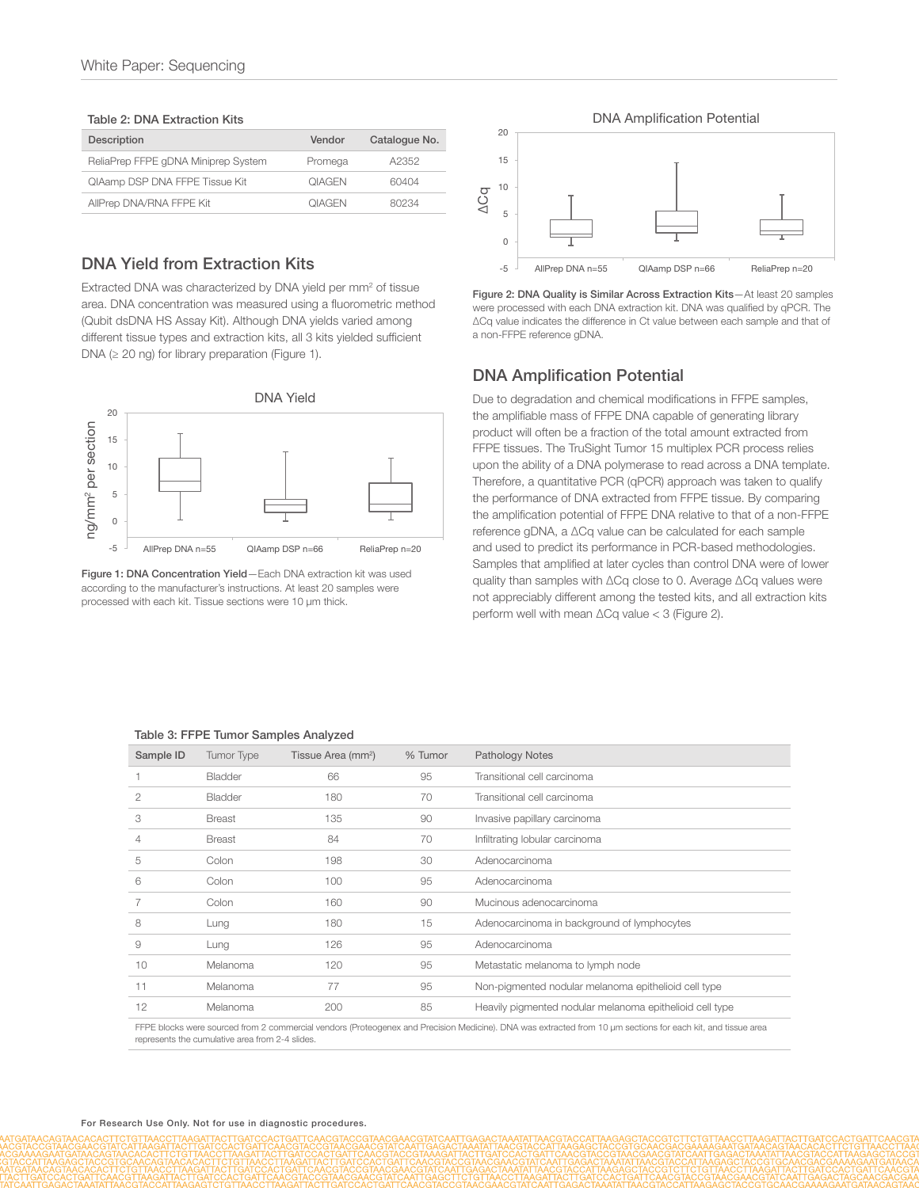**Table 2: DNA Extraction Kits**

| Description | Vendor | Catalogue No. |
|---|---|---|
| ReliaPrep FFPE gDNA Miniprep System | Promega | A2352 |
| QIAamp DSP DNA FFPE Tissue Kit | QIAGEN | 60404 |
| AllPrep DNA/RNA FFPE Kit | QIAGEN | 80234 |

## DNA Yield from Extraction Kits

Extracted DNA was characterized by DNA yield per mm² of tissue area. DNA concentration was measured using a fluorometric method (Qubit dsDNA HS Assay Kit). Although DNA yields varied among different tissue types and extraction kits, all 3 kits yielded sufficient DNA (≥ 20 ng) for library preparation (Figure 1).

**Figure 1: DNA Concentration Yield**—Each DNA extraction kit was used according to the manufacturer's instructions. At least 20 samples were processed with each kit. Tissue sections were 10 µm thick.

**Figure 2: DNA Quality is Similar Across Extraction Kits**—At least 20 samples were processed with each DNA extraction kit. DNA was qualified by qPCR. The ΔCq value indicates the difference in Ct value between each sample and that of a non-FFPE reference gDNA.

## DNA Amplification Potential

Due to degradation and chemical modifications in FFPE samples, the amplifiable mass of FFPE DNA capable of generating library product will often be a fraction of the total amount extracted from FFPE tissues. The TruSight Tumor 15 multiplex PCR process relies upon the ability of a DNA polymerase to read across a DNA template. Therefore, a quantitative PCR (qPCR) approach was taken to qualify the performance of DNA extracted from FFPE tissue. By comparing the amplification potential of FFPE DNA relative to that of a non-FFPE reference gDNA, a ΔCq value can be calculated for each sample and used to predict its performance in PCR-based methodologies. Samples that amplified at later cycles than control DNA were of lower quality than samples with ΔCq close to 0. Average ΔCq values were not appreciably different among the tested kits, and all extraction kits perform well with mean ΔCq value < 3 (Figure 2).

**Table 3: FFPE Tumor Samples Analyzed**

| Sample ID | Tumor Type | Tissue Area (mm²) | % Tumor | Pathology Notes |
|---|---|---|---|---|
| 1 | Bladder | 66 | 95 | Transitional cell carcinoma |
| 2 | Bladder | 180 | 70 | Transitional cell carcinoma |
| 3 | Breast | 135 | 90 | Invasive papillary carcinoma |
| 4 | Breast | 84 | 70 | Infiltrating lobular carcinoma |
| 5 | Colon | 198 | 30 | Adenocarcinoma |
| 6 | Colon | 100 | 95 | Adenocarcinoma |
| 7 | Colon | 160 | 90 | Mucinous adenocarcinoma |
| 8 | Lung | 180 | 15 | Adenocarcinoma in background of lymphocytes |
| 9 | Lung | 126 | 95 | Adenocarcinoma |
| 10 | Melanoma | 120 | 95 | Metastatic melanoma to lymph node |
| 11 | Melanoma | 77 | 95 | Non-pigmented nodular melanoma epithelioid cell type |
| 12 | Melanoma | 200 | 85 | Heavily pigmented nodular melanoma epithelioid cell type |

FFPE blocks were sourced from 2 commercial vendors (Proteogenex and Precision Medicine). DNA was extracted from 10 µm sections for each kit, and tissue area represents the cumulative area from 2-4 slides.

For Research Use Only. Not for use in diagnostic procedures.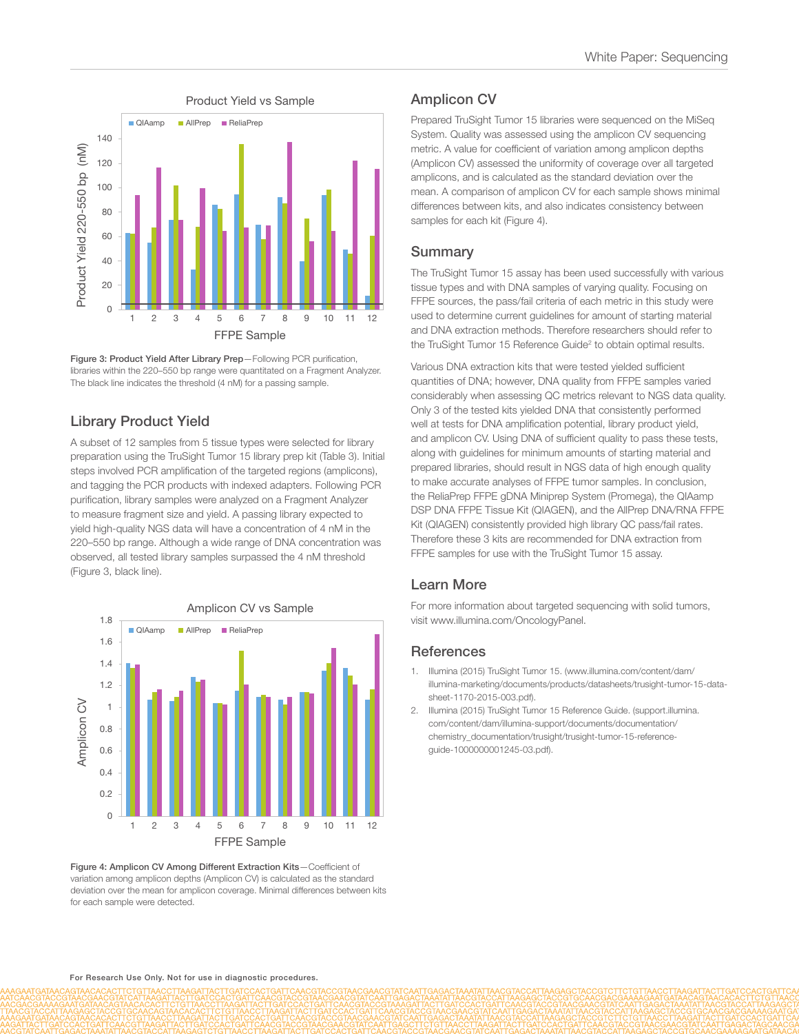Figure 3: **Product Yield After Library Prep**—Following PCR purification, libraries within the 220–550 bp range were quantitated on a Fragment Analyzer. The black line indicates the threshold (4 nM) for a passing sample.

## Library Product Yield

A subset of 12 samples from 5 tissue types were selected for library preparation using the TruSight Tumor 15 library prep kit (Table 3). Initial steps involved PCR amplification of the targeted regions (amplicons), and tagging the PCR products with indexed adapters. Following PCR purification, library samples were analyzed on a Fragment Analyzer to measure fragment size and yield. A passing library expected to yield high-quality NGS data will have a concentration of 4 nM in the 220–550 bp range. Although a wide range of DNA concentration was observed, all tested library samples surpassed the 4 nM threshold (Figure 3, black line).

**Figure 4: Amplicon CV Among Different Extraction Kits**—Coefficient of variation among amplicon depths (Amplicon CV) is calculated as the standard deviation over the mean for amplicon coverage. Minimal differences between kits for each sample were detected.

## Amplicon CV

Prepared TruSight Tumor 15 libraries were sequenced on the MiSeq System. Quality was assessed using the amplicon CV sequencing metric. A value for coefficient of variation among amplicon depths (Amplicon CV) assessed the uniformity of coverage over all targeted amplicons, and is calculated as the standard deviation over the mean. A comparison of amplicon CV for each sample shows minimal differences between kits, and also indicates consistency between samples for each kit (Figure 4).

## Summary

The TruSight Tumor 15 assay has been used successfully with various tissue types and with DNA samples of varying quality. Focusing on FFPE sources, the pass/fail criteria of each metric in this study were used to determine current guidelines for amount of starting material and DNA extraction methods. Therefore researchers should refer to the TruSight Tumor 15 Reference Guide[2] to obtain optimal results.

Various DNA extraction kits that were tested yielded sufficient quantities of DNA; however, DNA quality from FFPE samples varied considerably when assessing QC metrics relevant to NGS data quality. Only 3 of the tested kits yielded DNA that consistently performed well at tests for DNA amplification potential, library product yield, and amplicon CV. Using DNA of sufficient quality to pass these tests, along with guidelines for minimum amounts of starting material and prepared libraries, should result in NGS data of high enough quality to make accurate analyses of FFPE tumor samples. In conclusion, the ReliaPrep FFPE gDNA Miniprep System (Promega), the QIAamp DSP DNA FFPE Tissue Kit (QIAGEN), and the AllPrep DNA/RNA FFPE Kit (QIAGEN) consistently provided high library QC pass/fail rates. Therefore these 3 kits are recommended for DNA extraction from FFPE samples for use with the TruSight Tumor 15 assay.

## Learn More

For more information about targeted sequencing with solid tumors, visit www.illumina.com/OncologyPanel.

## References

1. Illumina (2015) TruSight Tumor 15. (www.illumina.com/content/dam/illumina-marketing/documents/products/datasheets/trusight-tumor-15-data-sheet-1170-2015-003.pdf).
2. Illumina (2015) TruSight Tumor 15 Reference Guide. (support.illumina.com/content/dam/illumina-support/documents/documentation/chemistry_documentation/trusight/trusight-tumor-15-reference-guide-1000000001245-03.pdf).

For Research Use Only. Not for use in diagnostic procedures.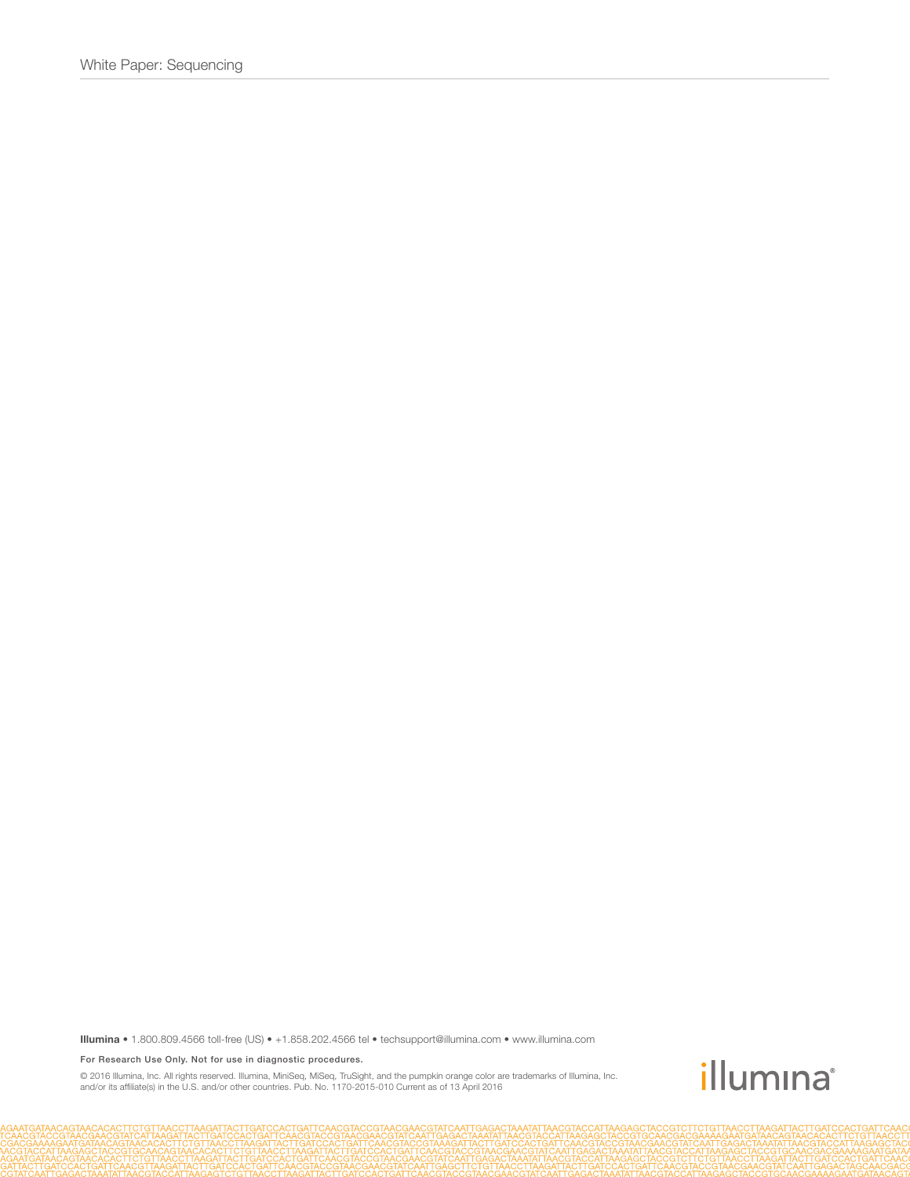**Illumina** • 1.800.809.4566 toll-free (US) • +1.858.202.4566 tel • techsupport@illumina.com • www.illumina.com

For Research Use Only. Not for use in diagnostic procedures.

© 2016 Illumina, Inc. All rights reserved. Illumina, MiniSeq, MiSeq, TruSight, and the pumpkin orange color are trademarks of Illumina, Inc. and/or its affiliate(s) in the U.S. and/or other countries. Pub. No. 1170-2015-010 Current as of 13 April 2016